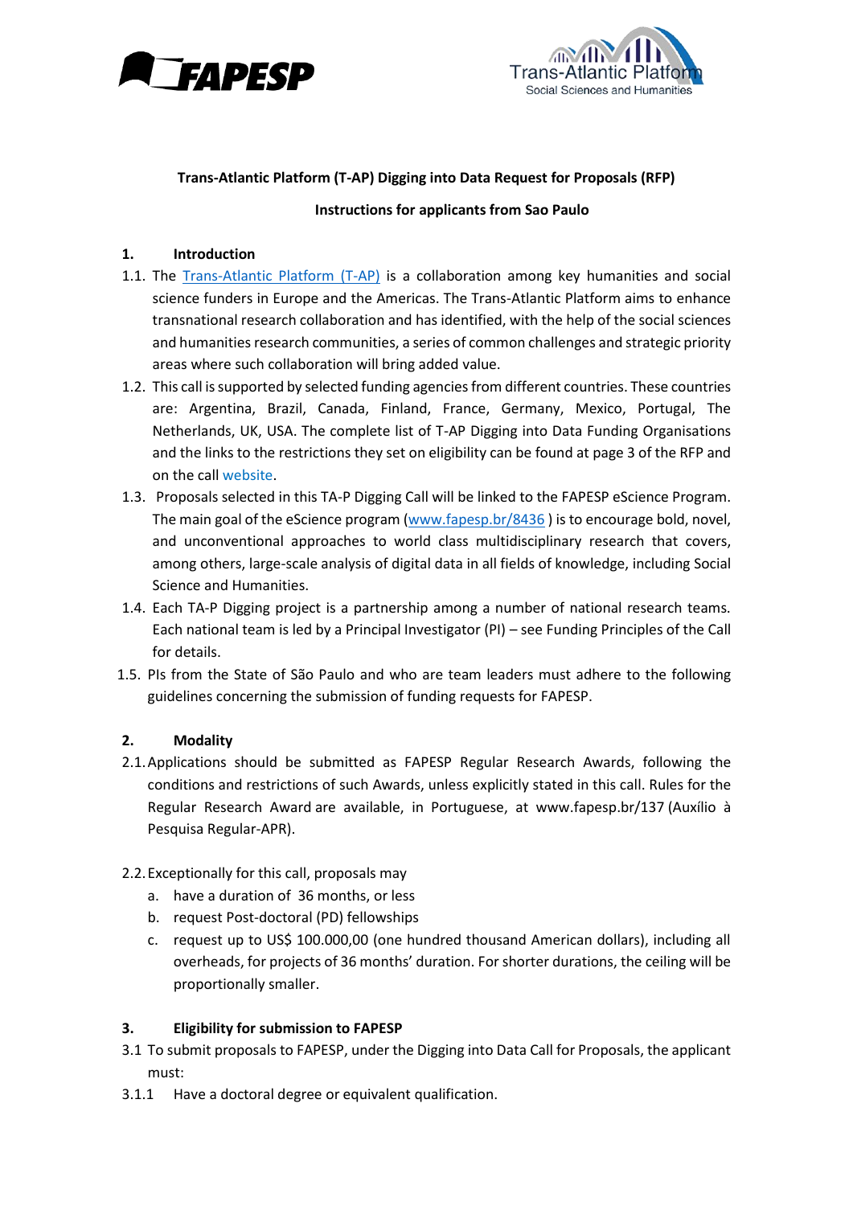**Trans-Atlantic Platform (T-AP) Digging into Data Request for Proposals (RFP)**

**Instructions for applicants from Sao Paulo**

## 1. Introduction

1.1. The Trans-Atlantic Platform (T-AP) is a collaboration among key humanities and social science funders in Europe and the Americas. The Trans-Atlantic Platform aims to enhance transnational research collaboration and has identified, with the help of the social sciences and humanities research communities, a series of common challenges and strategic priority areas where such collaboration will bring added value.

1.2. This call is supported by selected funding agencies from different countries. These countries are: Argentina, Brazil, Canada, Finland, France, Germany, Mexico, Portugal, The Netherlands, UK, USA. The complete list of T-AP Digging into Data Funding Organisations and the links to the restrictions they set on eligibility can be found at page 3 of the RFP and on the call website.

1.3. Proposals selected in this TA-P Digging Call will be linked to the FAPESP eScience Program. The main goal of the eScience program (www.fapesp.br/8436 ) is to encourage bold, novel, and unconventional approaches to world class multidisciplinary research that covers, among others, large-scale analysis of digital data in all fields of knowledge, including Social Science and Humanities.

1.4. Each TA-P Digging project is a partnership among a number of national research teams. Each national team is led by a Principal Investigator (PI) – see Funding Principles of the Call for details.

1.5. PIs from the State of São Paulo and who are team leaders must adhere to the following guidelines concerning the submission of funding requests for FAPESP.

## 2. Modality

2.1. Applications should be submitted as FAPESP Regular Research Awards, following the conditions and restrictions of such Awards, unless explicitly stated in this call. Rules for the Regular Research Award are available, in Portuguese, at www.fapesp.br/137 (Auxílio à Pesquisa Regular-APR).

2.2. Exceptionally for this call, proposals may

a. have a duration of 36 months, or less

b. request Post-doctoral (PD) fellowships

c. request up to US$ 100.000,00 (one hundred thousand American dollars), including all overheads, for projects of 36 months' duration. For shorter durations, the ceiling will be proportionally smaller.

## 3. Eligibility for submission to FAPESP

3.1 To submit proposals to FAPESP, under the Digging into Data Call for Proposals, the applicant must:

3.1.1 Have a doctoral degree or equivalent qualification.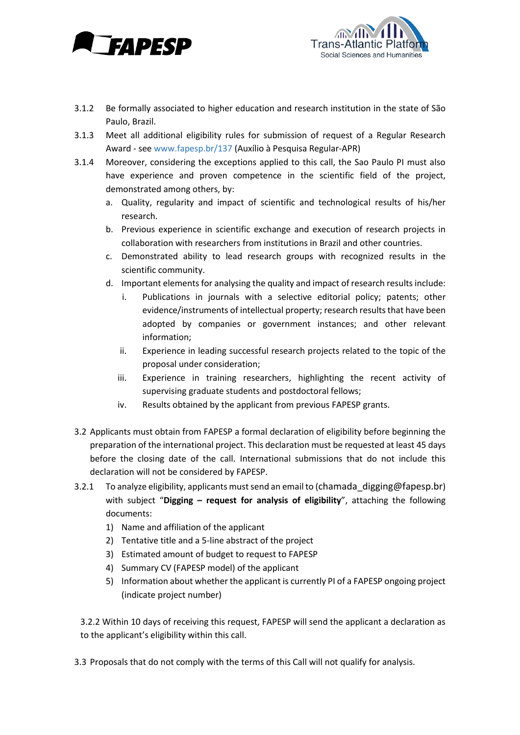3.1.2 Be formally associated to higher education and research institution in the state of São Paulo, Brazil.

3.1.3 Meet all additional eligibility rules for submission of request of a Regular Research Award - see www.fapesp.br/137 (Auxílio à Pesquisa Regular-APR)

3.1.4 Moreover, considering the exceptions applied to this call, the Sao Paulo PI must also have experience and proven competence in the scientific field of the project, demonstrated among others, by:

  a. Quality, regularity and impact of scientific and technological results of his/her research.
  b. Previous experience in scientific exchange and execution of research projects in collaboration with researchers from institutions in Brazil and other countries.
  c. Demonstrated ability to lead research groups with recognized results in the scientific community.
  d. Important elements for analysing the quality and impact of research results include:
     i. Publications in journals with a selective editorial policy; patents; other evidence/instruments of intellectual property; research results that have been adopted by companies or government instances; and other relevant information;
     ii. Experience in leading successful research projects related to the topic of the proposal under consideration;
     iii. Experience in training researchers, highlighting the recent activity of supervising graduate students and postdoctoral fellows;
     iv. Results obtained by the applicant from previous FAPESP grants.

3.2 Applicants must obtain from FAPESP a formal declaration of eligibility before beginning the preparation of the international project. This declaration must be requested at least 45 days before the closing date of the call. International submissions that do not include this declaration will not be considered by FAPESP.

3.2.1 To analyze eligibility, applicants must send an email to (chamada_digging@fapesp.br) with subject "**Digging – request for analysis of eligibility**", attaching the following documents:

  1) Name and affiliation of the applicant
  2) Tentative title and a 5-line abstract of the project
  3) Estimated amount of budget to request to FAPESP
  4) Summary CV (FAPESP model) of the applicant
  5) Information about whether the applicant is currently PI of a FAPESP ongoing project (indicate project number)

3.2.2 Within 10 days of receiving this request, FAPESP will send the applicant a declaration as to the applicant's eligibility within this call.

3.3 Proposals that do not comply with the terms of this Call will not qualify for analysis.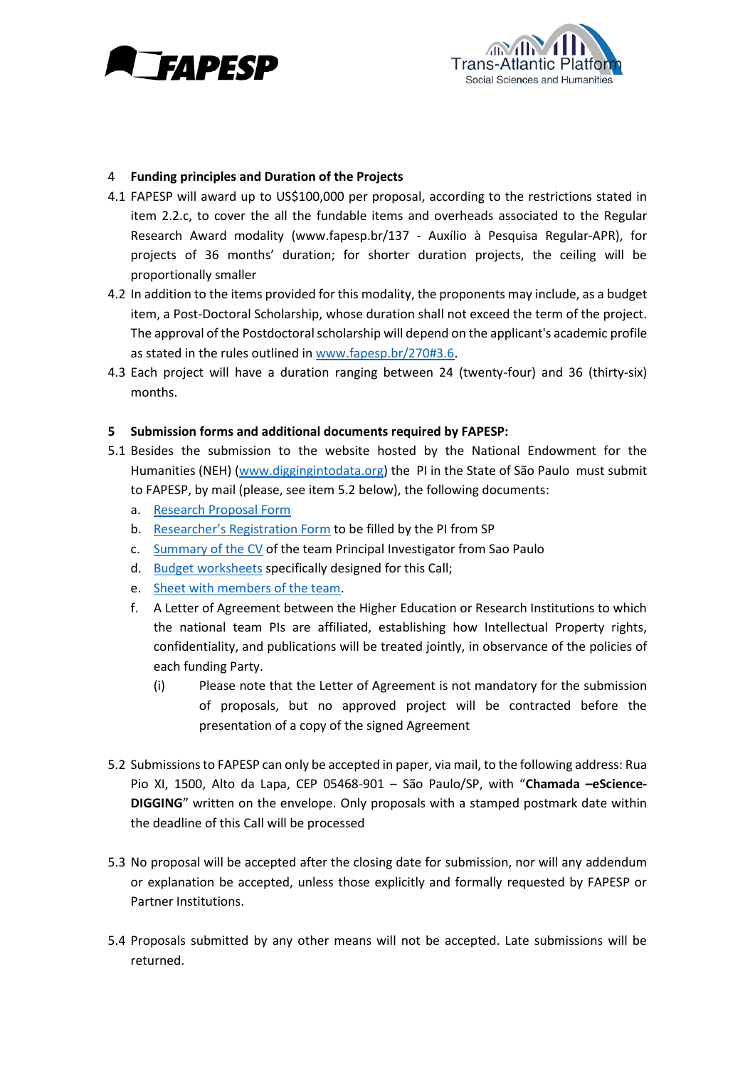## 4 Funding principles and Duration of the Projects

4.1 FAPESP will award up to US$100,000 per proposal, according to the restrictions stated in item 2.2.c, to cover the all the fundable items and overheads associated to the Regular Research Award modality (www.fapesp.br/137 - Auxílio à Pesquisa Regular-APR), for projects of 36 months' duration; for shorter duration projects, the ceiling will be proportionally smaller

4.2 In addition to the items provided for this modality, the proponents may include, as a budget item, a Post-Doctoral Scholarship, whose duration shall not exceed the term of the project. The approval of the Postdoctoral scholarship will depend on the applicant's academic profile as stated in the rules outlined in www.fapesp.br/270#3.6.

4.3 Each project will have a duration ranging between 24 (twenty-four) and 36 (thirty-six) months.

## 5 Submission forms and additional documents required by FAPESP:

5.1 Besides the submission to the website hosted by the National Endowment for the Humanities (NEH) (www.diggingintodata.org) the PI in the State of São Paulo must submit to FAPESP, by mail (please, see item 5.2 below), the following documents:

a. Research Proposal Form
b. Researcher's Registration Form to be filled by the PI from SP
c. Summary of the CV of the team Principal Investigator from Sao Paulo
d. Budget worksheets specifically designed for this Call;
e. Sheet with members of the team.
f. A Letter of Agreement between the Higher Education or Research Institutions to which the national team PIs are affiliated, establishing how Intellectual Property rights, confidentiality, and publications will be treated jointly, in observance of the policies of each funding Party.
   (i) Please note that the Letter of Agreement is not mandatory for the submission of proposals, but no approved project will be contracted before the presentation of a copy of the signed Agreement

5.2 Submissions to FAPESP can only be accepted in paper, via mail, to the following address: Rua Pio XI, 1500, Alto da Lapa, CEP 05468-901 – São Paulo/SP, with "**Chamada –eScience-DIGGING**" written on the envelope. Only proposals with a stamped postmark date within the deadline of this Call will be processed

5.3 No proposal will be accepted after the closing date for submission, nor will any addendum or explanation be accepted, unless those explicitly and formally requested by FAPESP or Partner Institutions.

5.4 Proposals submitted by any other means will not be accepted. Late submissions will be returned.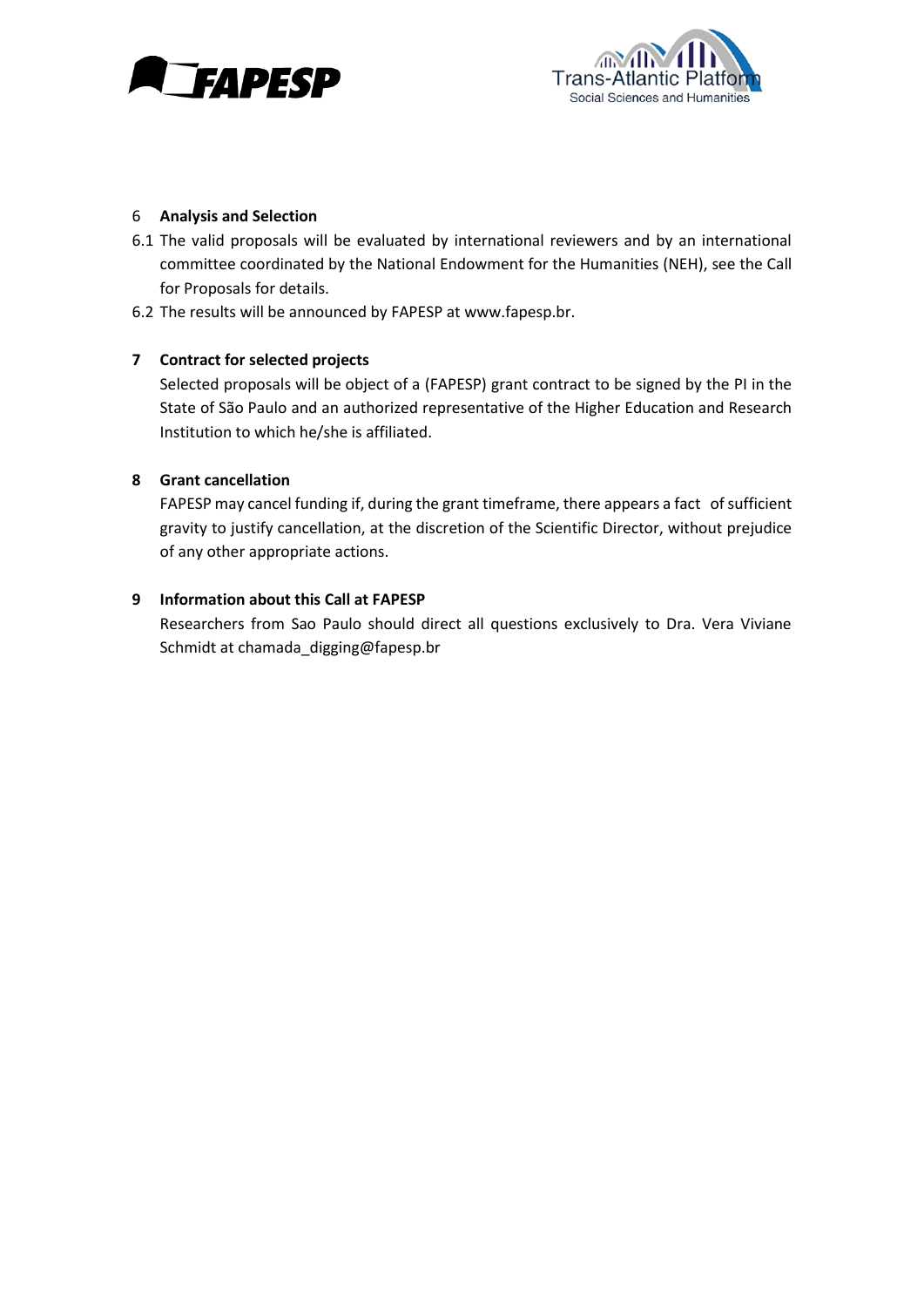## 6 Analysis and Selection

6.1 The valid proposals will be evaluated by international reviewers and by an international committee coordinated by the National Endowment for the Humanities (NEH), see the Call for Proposals for details.

6.2 The results will be announced by FAPESP at www.fapesp.br.

## 7 Contract for selected projects

Selected proposals will be object of a (FAPESP) grant contract to be signed by the PI in the State of São Paulo and an authorized representative of the Higher Education and Research Institution to which he/she is affiliated.

## 8 Grant cancellation

FAPESP may cancel funding if, during the grant timeframe, there appears a fact of sufficient gravity to justify cancellation, at the discretion of the Scientific Director, without prejudice of any other appropriate actions.

## 9 Information about this Call at FAPESP

Researchers from Sao Paulo should direct all questions exclusively to Dra. Vera Viviane Schmidt at chamada_digging@fapesp.br